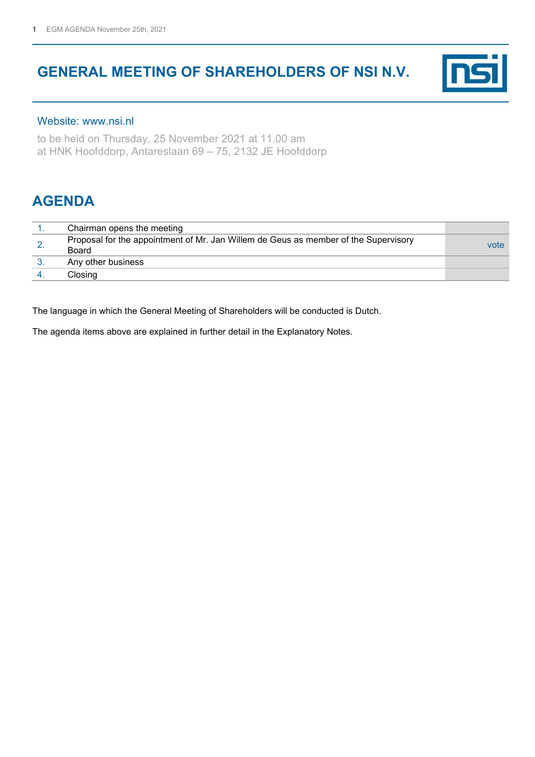# GENERAL MEETING OF SHAREHOLDERS OF NSI N.V.

Website: www.nsi.nl

to be held on Thursday, 25 November 2021 at 11.00 am
at HNK Hoofddorp, Antareslaan 69 – 75, 2132 JE Hoofddorp

## AGENDA

| | | |
|---|---|---|
| 1. | Chairman opens the meeting | |
| 2. | Proposal for the appointment of Mr. Jan Willem de Geus as member of the Supervisory Board | vote |
| 3. | Any other business | |
| 4. | Closing | |

The language in which the General Meeting of Shareholders will be conducted is Dutch.

The agenda items above are explained in further detail in the Explanatory Notes.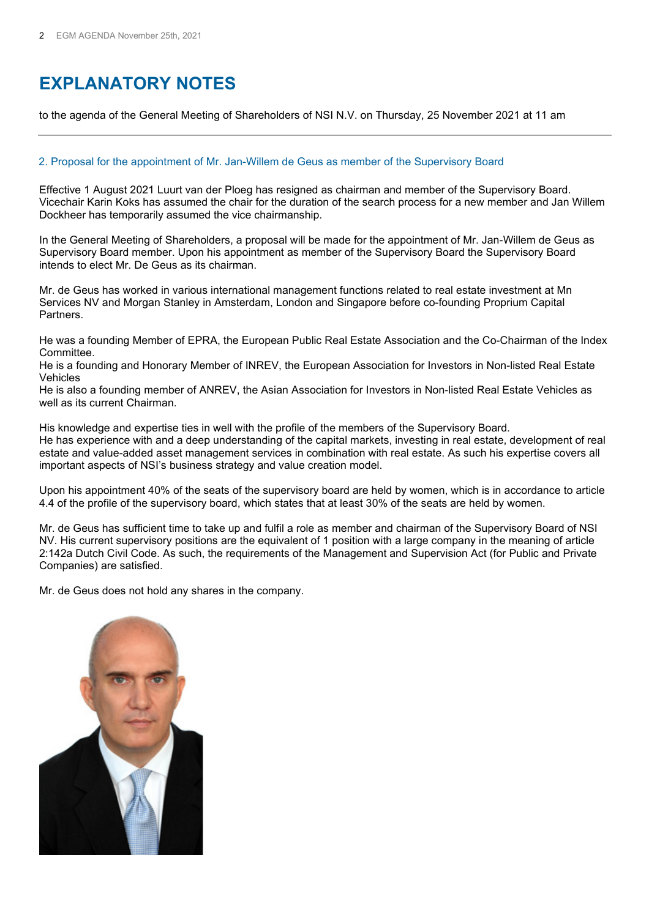# EXPLANATORY NOTES

to the agenda of the General Meeting of Shareholders of NSI N.V. on Thursday, 25 November 2021 at 11 am

---

## 2. Proposal for the appointment of Mr. Jan-Willem de Geus as member of the Supervisory Board

Effective 1 August 2021 Luurt van der Ploeg has resigned as chairman and member of the Supervisory Board. Vicechair Karin Koks has assumed the chair for the duration of the search process for a new member and Jan Willem Dockheer has temporarily assumed the vice chairmanship.

In the General Meeting of Shareholders, a proposal will be made for the appointment of Mr. Jan-Willem de Geus as Supervisory Board member. Upon his appointment as member of the Supervisory Board the Supervisory Board intends to elect Mr. De Geus as its chairman.

Mr. de Geus has worked in various international management functions related to real estate investment at Mn Services NV and Morgan Stanley in Amsterdam, London and Singapore before co-founding Proprium Capital Partners.

He was a founding Member of EPRA, the European Public Real Estate Association and the Co-Chairman of the Index Committee.
He is a founding and Honorary Member of INREV, the European Association for Investors in Non-listed Real Estate Vehicles
He is also a founding member of ANREV, the Asian Association for Investors in Non-listed Real Estate Vehicles as well as its current Chairman.

His knowledge and expertise ties in well with the profile of the members of the Supervisory Board.
He has experience with and a deep understanding of the capital markets, investing in real estate, development of real estate and value-added asset management services in combination with real estate. As such his expertise covers all important aspects of NSI's business strategy and value creation model.

Upon his appointment 40% of the seats of the supervisory board are held by women, which is in accordance to article 4.4 of the profile of the supervisory board, which states that at least 30% of the seats are held by women.

Mr. de Geus has sufficient time to take up and fulfil a role as member and chairman of the Supervisory Board of NSI NV. His current supervisory positions are the equivalent of 1 position with a large company in the meaning of article 2:142a Dutch Civil Code. As such, the requirements of the Management and Supervision Act (for Public and Private Companies) are satisfied.

Mr. de Geus does not hold any shares in the company.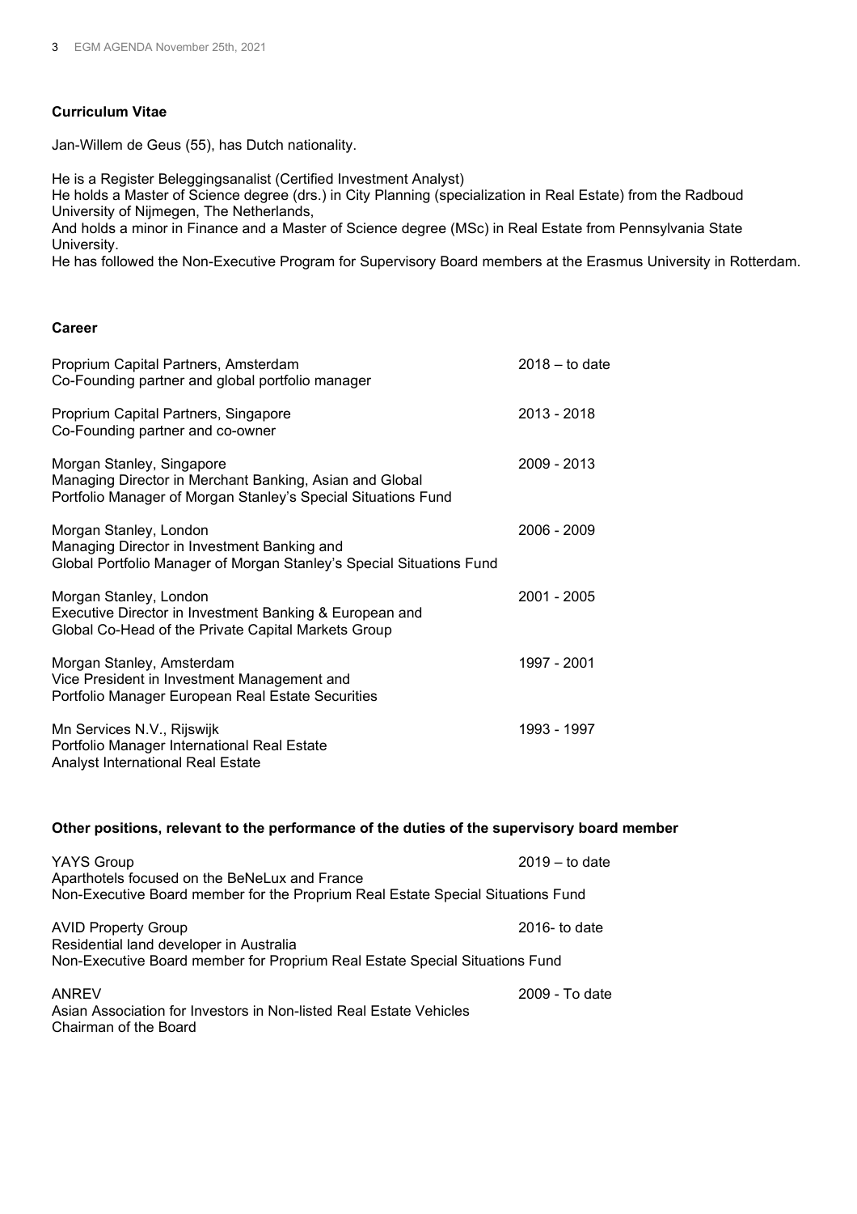**Curriculum Vitae**

Jan-Willem de Geus (55), has Dutch nationality.

He is a Register Beleggingsanalist (Certified Investment Analyst)
He holds a Master of Science degree (drs.) in City Planning (specialization in Real Estate) from the Radboud University of Nijmegen, The Netherlands,
And holds a minor in Finance and a Master of Science degree (MSc) in Real Estate from Pennsylvania State University.
He has followed the Non-Executive Program for Supervisory Board members at the Erasmus University in Rotterdam.

**Career**

| | |
|---|---|
| Proprium Capital Partners, Amsterdam<br>Co-Founding partner and global portfolio manager | 2018 – to date |
| Proprium Capital Partners, Singapore<br>Co-Founding partner and co-owner | 2013 - 2018 |
| Morgan Stanley, Singapore<br>Managing Director in Merchant Banking, Asian and Global Portfolio Manager of Morgan Stanley's Special Situations Fund | 2009 - 2013 |
| Morgan Stanley, London<br>Managing Director in Investment Banking and Global Portfolio Manager of Morgan Stanley's Special Situations Fund | 2006 - 2009 |
| Morgan Stanley, London<br>Executive Director in Investment Banking & European and Global Co-Head of the Private Capital Markets Group | 2001 - 2005 |
| Morgan Stanley, Amsterdam<br>Vice President in Investment Management and Portfolio Manager European Real Estate Securities | 1997 - 2001 |
| Mn Services N.V., Rijswijk<br>Portfolio Manager International Real Estate<br>Analyst International Real Estate | 1993 - 1997 |

**Other positions, relevant to the performance of the duties of the supervisory board member**

| | |
|---|---|
| YAYS Group<br>Aparthotels focused on the BeNeLux and France<br>Non-Executive Board member for the Proprium Real Estate Special Situations Fund | 2019 – to date |
| AVID Property Group<br>Residential land developer in Australia<br>Non-Executive Board member for Proprium Real Estate Special Situations Fund | 2016- to date |
| ANREV<br>Asian Association for Investors in Non-listed Real Estate Vehicles<br>Chairman of the Board | 2009 - To date |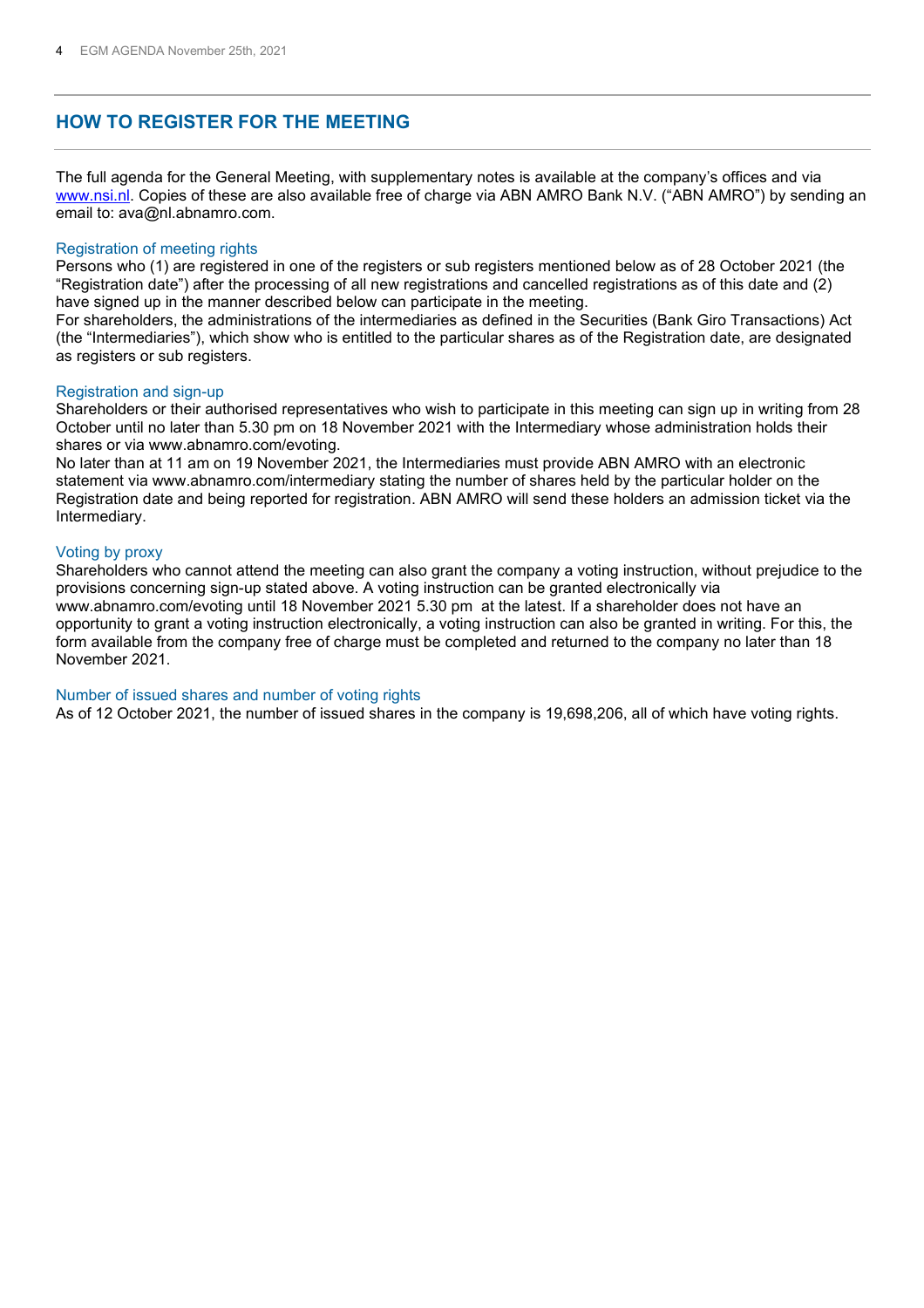## HOW TO REGISTER FOR THE MEETING

The full agenda for the General Meeting, with supplementary notes is available at the company's offices and via [www.nsi.nl](http://www.nsi.nl). Copies of these are also available free of charge via ABN AMRO Bank N.V. ("ABN AMRO") by sending an email to: ava@nl.abnamro.com.

### Registration of meeting rights

Persons who (1) are registered in one of the registers or sub registers mentioned below as of 28 October 2021 (the "Registration date") after the processing of all new registrations and cancelled registrations as of this date and (2) have signed up in the manner described below can participate in the meeting.

For shareholders, the administrations of the intermediaries as defined in the Securities (Bank Giro Transactions) Act (the "Intermediaries"), which show who is entitled to the particular shares as of the Registration date, are designated as registers or sub registers.

### Registration and sign-up

Shareholders or their authorised representatives who wish to participate in this meeting can sign up in writing from 28 October until no later than 5.30 pm on 18 November 2021 with the Intermediary whose administration holds their shares or via www.abnamro.com/evoting.

No later than at 11 am on 19 November 2021, the Intermediaries must provide ABN AMRO with an electronic statement via www.abnamro.com/intermediary stating the number of shares held by the particular holder on the Registration date and being reported for registration. ABN AMRO will send these holders an admission ticket via the Intermediary.

### Voting by proxy

Shareholders who cannot attend the meeting can also grant the company a voting instruction, without prejudice to the provisions concerning sign-up stated above. A voting instruction can be granted electronically via www.abnamro.com/evoting until 18 November 2021 5.30 pm at the latest. If a shareholder does not have an opportunity to grant a voting instruction electronically, a voting instruction can also be granted in writing. For this, the form available from the company free of charge must be completed and returned to the company no later than 18 November 2021.

### Number of issued shares and number of voting rights

As of 12 October 2021, the number of issued shares in the company is 19,698,206, all of which have voting rights.